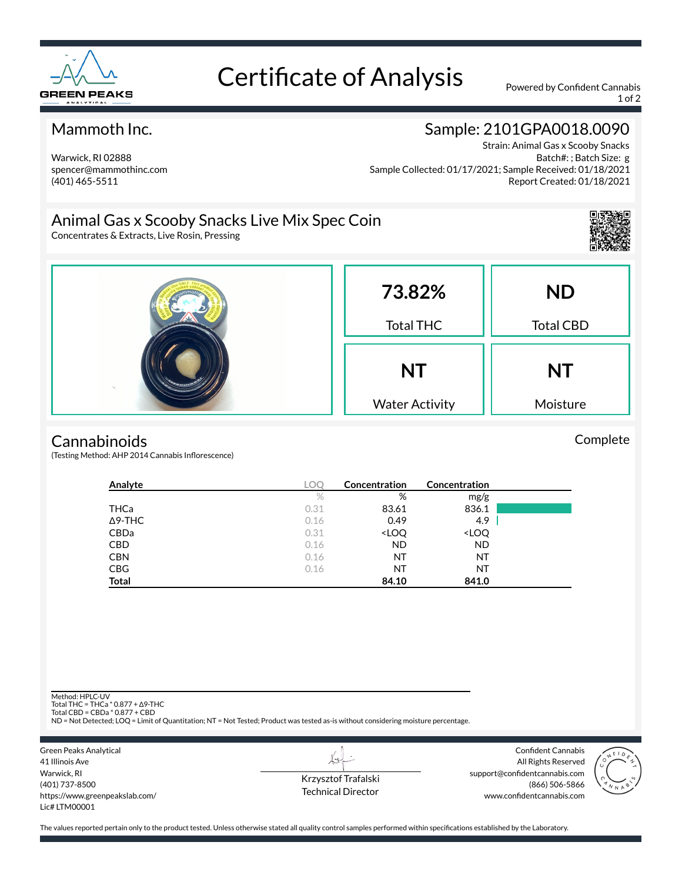# Certificate of Analysis

Powered by Confident Cannabis

## Mammoth Inc.

Warwick, RI 02888
spencer@mammothinc.com
(401) 465-5511

## Sample: 2101GPA0018.0090

Strain: Animal Gas x Scooby Snacks
Batch#: ; Batch Size: g
Sample Collected: 01/17/2021; Sample Received: 01/18/2021
Report Created: 01/18/2021

## Animal Gas x Scooby Snacks Live Mix Spec Coin

Concentrates & Extracts, Live Rosin, Pressing

| 73.82% | ND |
|---|---|
| Total THC | Total CBD |
| **NT** | **NT** |
| Water Activity | Moisture |

## Cannabinoids

Complete

(Testing Method: AHP 2014 Cannabis Inflorescence)

| Analyte | LOQ | Concentration | Concentration |
|---|---|---|---|
| | % | % | mg/g |
| THCa | 0.31 | 83.61 | 836.1 |
| Δ9-THC | 0.16 | 0.49 | 4.9 |
| CBDa | 0.31 | <LOQ | <LOQ |
| CBD | 0.16 | ND | ND |
| CBN | 0.16 | NT | NT |
| CBG | 0.16 | NT | NT |
| **Total** | | **84.10** | **841.0** |

Method: HPLC-UV
Total THC = THCa * 0.877 + Δ9-THC
Total CBD = CBDa * 0.877 + CBD
ND = Not Detected; LOQ = Limit of Quantitation; NT = Not Tested; Product was tested as-is without considering moisture percentage.

Green Peaks Analytical
41 Illinois Ave
Warwick, RI
(401) 737-8500
https://www.greenpeakslab.com/
Lic# LTM00001

Krzysztof Trafalski
Technical Director

Confident Cannabis
All Rights Reserved
support@confidentcannabis.com
(866) 506-5866
www.confidentcannabis.com

The values reported pertain only to the product tested. Unless otherwise stated all quality control samples performed within specifications established by the Laboratory.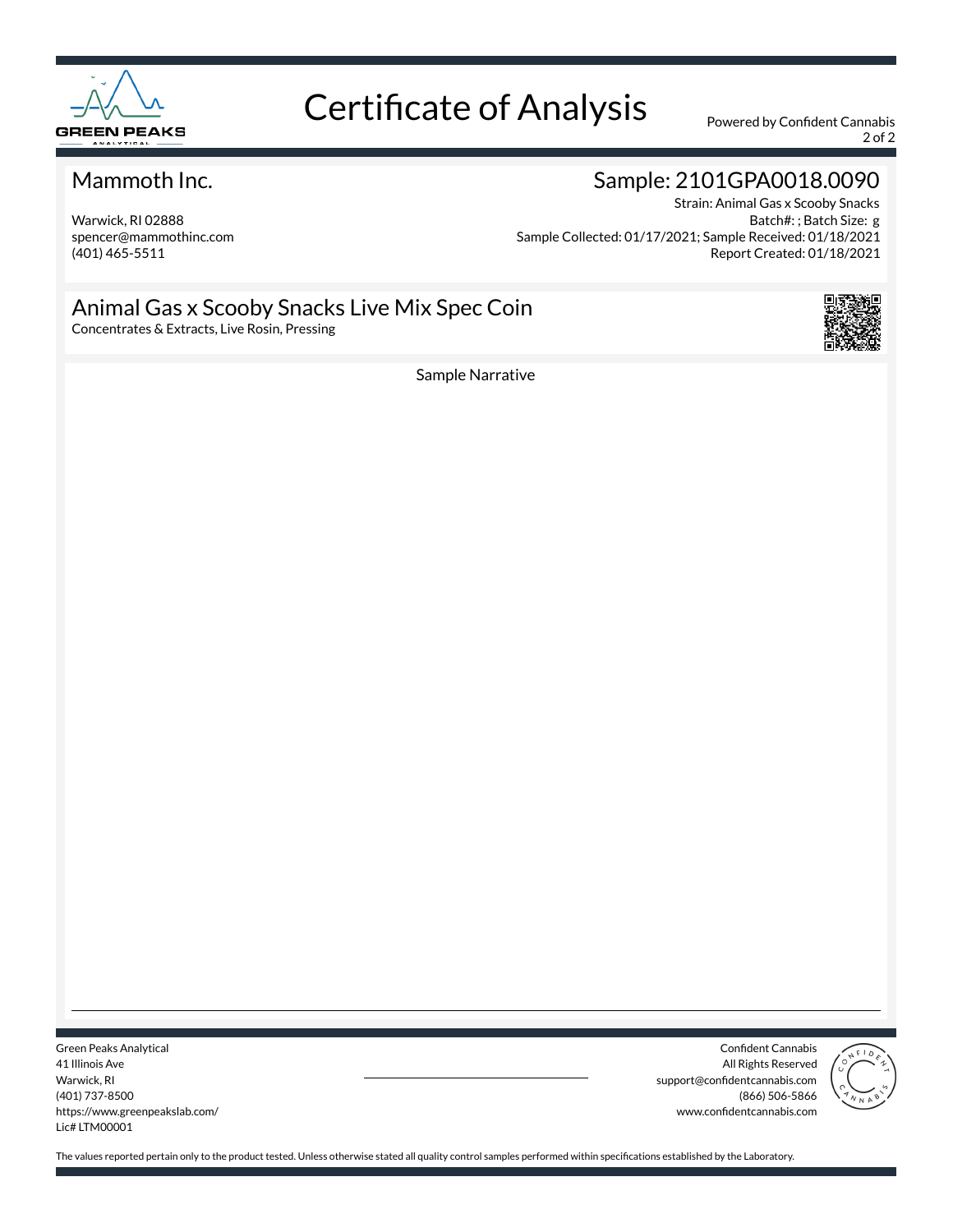# Certificate of Analysis

Powered by Confident Cannabis

## Mammoth Inc.

Warwick, RI 02888
spencer@mammothinc.com
(401) 465-5511

## Sample: 2101GPA0018.0090

Strain: Animal Gas x Scooby Snacks
Batch#: ; Batch Size: g
Sample Collected: 01/17/2021; Sample Received: 01/18/2021
Report Created: 01/18/2021

## Animal Gas x Scooby Snacks Live Mix Spec Coin

Concentrates & Extracts, Live Rosin, Pressing

Sample Narrative

Green Peaks Analytical
41 Illinois Ave
Warwick, RI
(401) 737-8500
https://www.greenpeakslab.com/
Lic# LTM00001

Confident Cannabis
All Rights Reserved
support@confidentcannabis.com
(866) 506-5866
www.confidentcannabis.com

The values reported pertain only to the product tested. Unless otherwise stated all quality control samples performed within specifications established by the Laboratory.